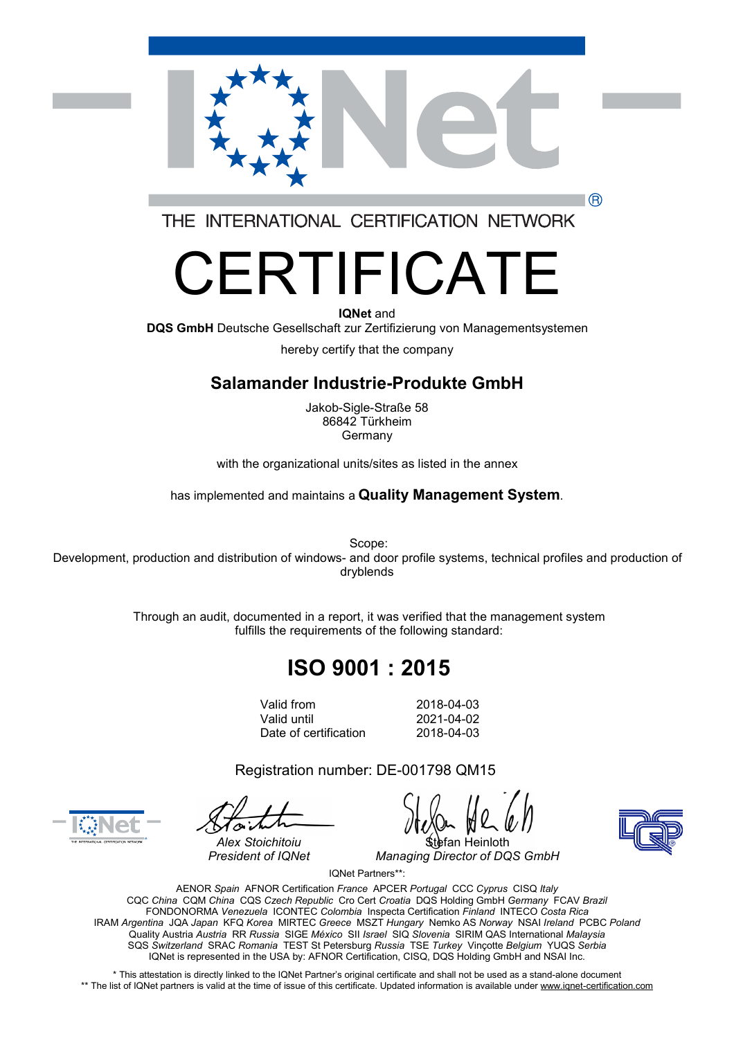THE INTERNATIONAL CERTIFICATION NETWORK

# CERTIFICATE

**IQNet** and
**DQS GmbH** Deutsche Gesellschaft zur Zertifizierung von Managementsystemen

hereby certify that the company

## Salamander Industrie-Produkte GmbH

Jakob-Sigle-Straße 58
86842 Türkheim
Germany

with the organizational units/sites as listed in the annex

has implemented and maintains a **Quality Management System**.

Scope:
Development, production and distribution of windows- and door profile systems, technical profiles and production of dryblends

Through an audit, documented in a report, it was verified that the management system fulfills the requirements of the following standard:

## ISO 9001 : 2015

| | |
|---|---|
| Valid from | 2018-04-03 |
| Valid until | 2021-04-02 |
| Date of certification | 2018-04-03 |

Registration number: DE-001798 QM15

*Alex Stoichitoiu*
*President of IQNet*

Stefan Heinloth
*Managing Director of DQS GmbH*

IQNet Partners**:

AENOR *Spain* AFNOR Certification *France* APCER *Portugal* CCC *Cyprus* CISQ *Italy*
CQC *China* CQM *China* CQS *Czech Republic* Cro Cert *Croatia* DQS Holding GmbH *Germany* FCAV *Brazil*
FONDONORMA *Venezuela* ICONTEC *Colombia* Inspecta Certification *Finland* INTECO *Costa Rica*
IRAM *Argentina* JQA *Japan* KFQ *Korea* MIRTEC *Greece* MSZT *Hungary* Nemko AS *Norway* NSAI *Ireland* PCBC *Poland*
Quality Austria *Austria* RR *Russia* SIGE *México* SII *Israel* SIQ *Slovenia* SIRIM QAS International *Malaysia*
SQS *Switzerland* SRAC *Romania* TEST St Petersburg *Russia* TSE *Turkey* Vinçotte *Belgium* YUQS *Serbia*
IQNet is represented in the USA by: AFNOR Certification, CISQ, DQS Holding GmbH and NSAI Inc.

\* This attestation is directly linked to the IQNet Partner's original certificate and shall not be used as a stand-alone document
\** The list of IQNet partners is valid at the time of issue of this certificate. Updated information is available under www.iqnet-certification.com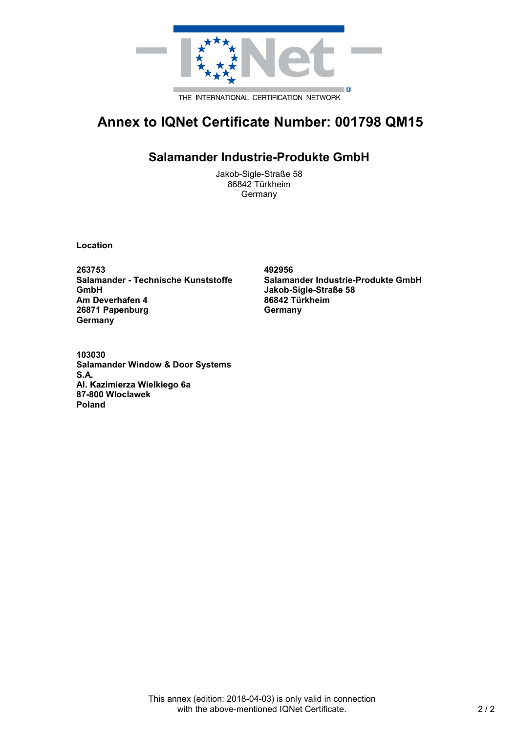THE INTERNATIONAL CERTIFICATION NETWORK

# Annex to IQNet Certificate Number: 001798 QM15

## Salamander Industrie-Produkte GmbH

Jakob-Sigle-Straße 58
86842 Türkheim
Germany

**Location**

**263753**
**Salamander - Technische Kunststoffe GmbH**
**Am Deverhafen 4**
**26871 Papenburg**
**Germany**

**492956**
**Salamander Industrie-Produkte GmbH**
**Jakob-Sigle-Straße 58**
**86842 Türkheim**
**Germany**

**103030**
**Salamander Window & Door Systems S.A.**
**Al. Kazimierza Wielkiego 6a**
**87-800 Wloclawek**
**Poland**

This annex (edition: 2018-04-03) is only valid in connection with the above-mentioned IQNet Certificate.